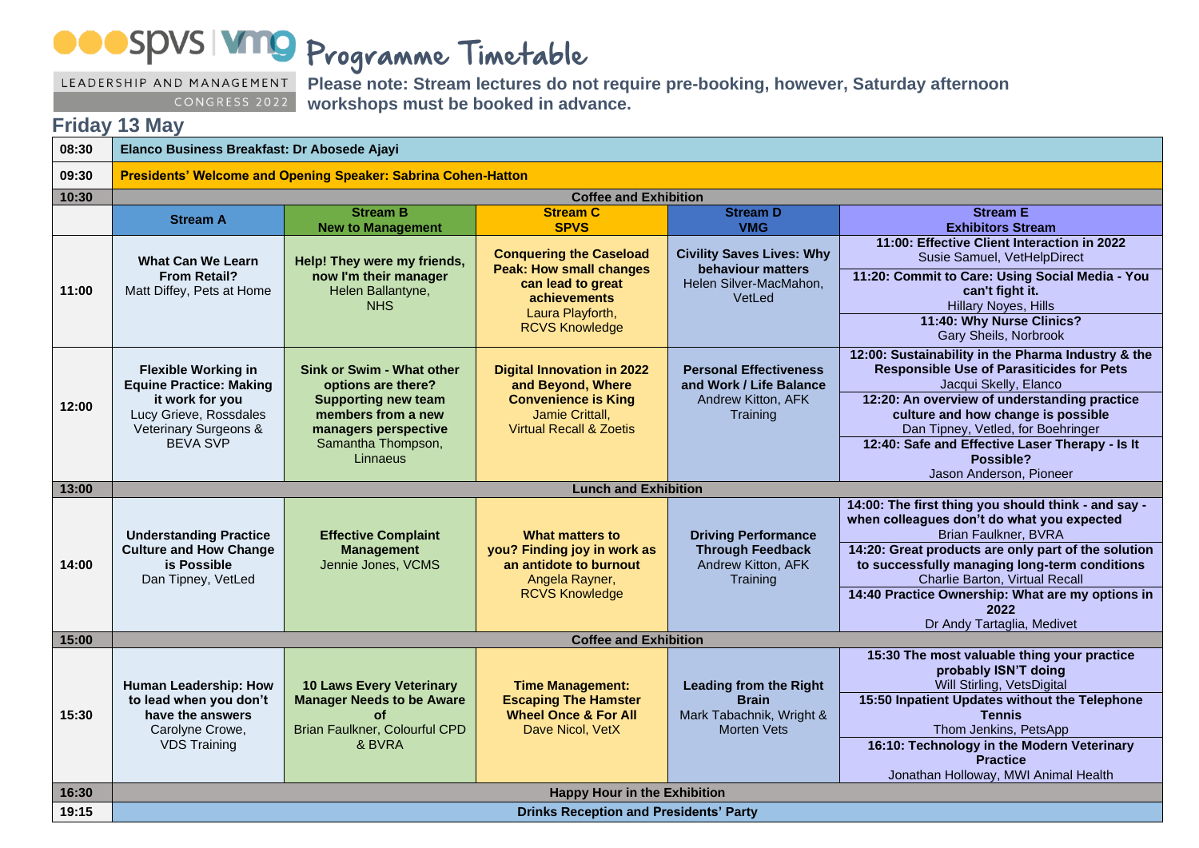# Programme Timetable

LEADERSHIP AND MANAGEMENT CONGRESS 2022

**Please note: Stream lectures do not require pre-booking, however, Saturday afternoon workshops must be booked in advance.**

## Friday 13 May

| | | | | | |
|---|---|---|---|---|---|
| 08:30 | **Elanco Business Breakfast: Dr Abosede Ajayi** | | | | |
| 09:30 | **Presidents' Welcome and Opening Speaker: Sabrina Cohen-Hatton** | | | | |
| 10:30 | **Coffee and Exhibition** | | | | |
| | **Stream A** | **Stream B New to Management** | **Stream C SPVS** | **Stream D VMG** | **Stream E Exhibitors Stream** |
| 11:00 | **What Can We Learn From Retail?** Matt Diffey, Pets at Home | **Help! They were my friends, now I'm their manager** Helen Ballantyne, NHS | **Conquering the Caseload Peak: How small changes can lead to great achievements** Laura Playforth, RCVS Knowledge | **Civility Saves Lives: Why behaviour matters** Helen Silver-MacMahon, VetLed | **11:00: Effective Client Interaction in 2022** Susie Samuel, VetHelpDirect<br>**11:20: Commit to Care: Using Social Media - You can't fight it.** Hillary Noyes, Hills<br>**11:40: Why Nurse Clinics?** Gary Sheils, Norbrook |
| 12:00 | **Flexible Working in Equine Practice: Making it work for you** Lucy Grieve, Rossdales Veterinary Surgeons & BEVA SVP | **Sink or Swim - What other options are there? Supporting new team members from a new managers perspective** Samantha Thompson, Linnaeus | **Digital Innovation in 2022 and Beyond, Convenience is King** Jamie Crittall, Virtual Recall & Zoetis | **Personal Effectiveness and Work / Life Balance** Andrew Kitton, AFK Training | **12:00: Sustainability in the Pharma Industry & the Responsible Use of Parasiticides for Pets** Jacqui Skelly, Elanco<br>**12:20: An overview of understanding practice culture and how change is possible** Dan Tipney, Vetled, for Boehringer<br>**12:40: Safe and Effective Laser Therapy - Is It Possible?** Jason Anderson, Pioneer |
| 13:00 | **Lunch and Exhibition** | | | | |
| 14:00 | **Understanding Practice Culture and How Change is Possible** Dan Tipney, VetLed | **Effective Complaint Management** Jennie Jones, VCMS | **What matters to you? Finding joy in work as an antidote to burnout** Angela Rayner, RCVS Knowledge | **Driving Performance Through Feedback** Andrew Kitton, AFK Training | **14:00: The first thing you should think - and say - when colleagues don't do what you expected** Brian Faulkner, BVRA<br>**14:20: Great products are only part of the solution to successfully managing long-term conditions** Charlie Barton, Virtual Recall<br>**14:40 Practice Ownership: What are my options in 2022** Dr Andy Tartaglia, Medivet |
| 15:00 | **Coffee and Exhibition** | | | | |
| 15:30 | **Human Leadership: How to lead when you don't have the answers** Carolyne Crowe, VDS Training | **10 Laws Every Veterinary Manager Needs to be Aware of** Brian Faulkner, Colourful CPD & BVRA | **Time Management: Escaping The Hamster Wheel Once & For All** Dave Nicol, VetX | **Leading from the Right Brain** Mark Tabachnik, Wright & Morten Vets | **15:30 The most valuable thing your practice probably ISN'T doing** Will Stirling, VetsDigital<br>**15:50 Inpatient Updates without the Telephone Tennis** Thom Jenkins, PetsApp<br>**16:10: Technology in the Modern Veterinary Practice** Jonathan Holloway, MWI Animal Health |
| 16:30 | **Happy Hour in the Exhibition** | | | | |
| 19:15 | **Drinks Reception and Presidents' Party** | | | | |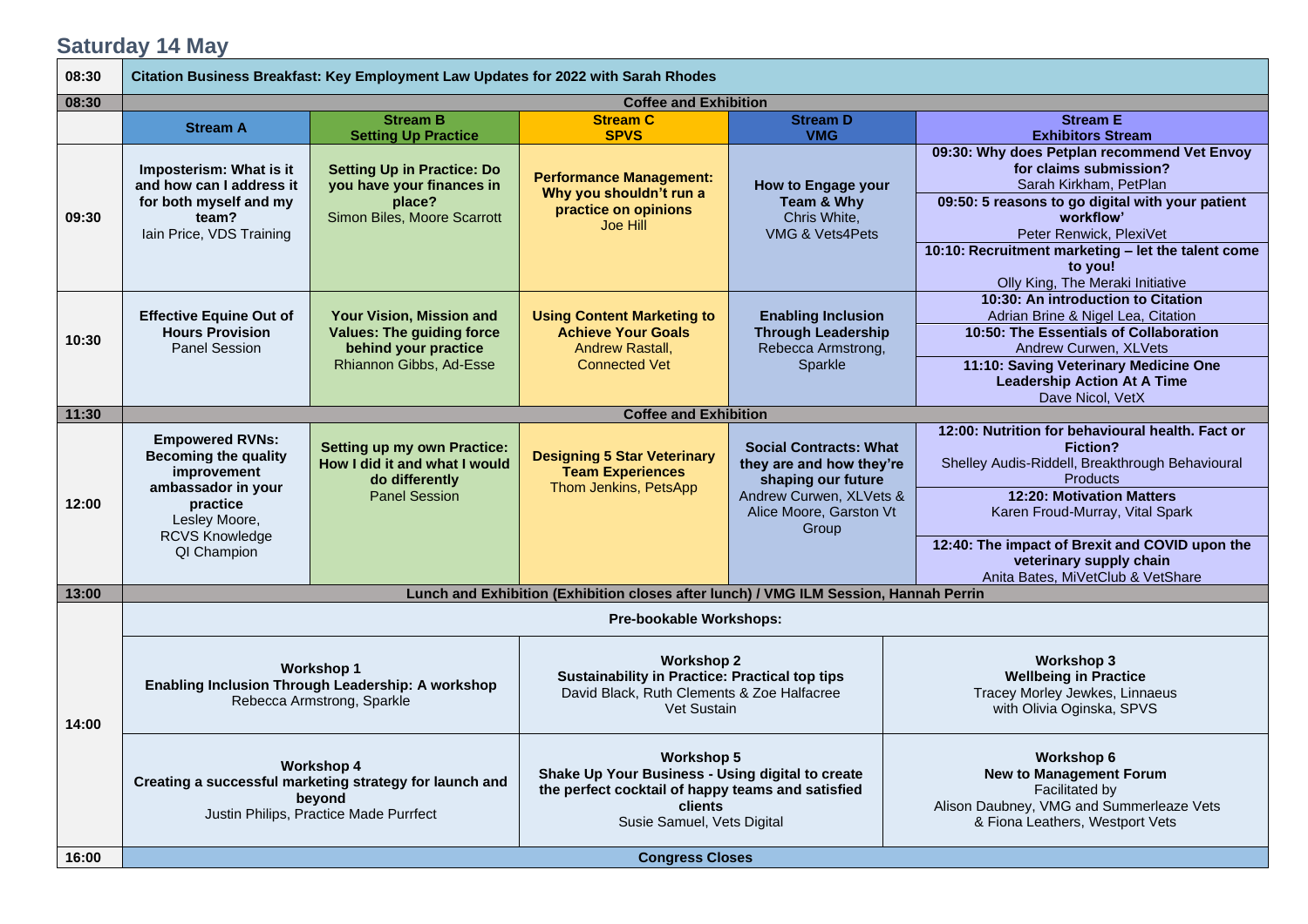## Saturday 14 May

| | | | | | |
|---|---|---|---|---|---|
| **08:30** | **Citation Business Breakfast: Key Employment Law Updates for 2022 with Sarah Rhodes** | | | | |
| **08:30** | **Coffee and Exhibition** | | | | |
| | **Stream A** | **Stream B Setting Up Practice** | **Stream C SPVS** | **Stream D VMG** | **Stream E Exhibitors Stream** |
| **09:30** | **Imposterism: What is it and how can I address it for both myself and my team?** Iain Price, VDS Training | **Setting Up in Practice: Do you have your finances in place?** Simon Biles, Moore Scarrott | **Performance Management: Why you shouldn't run a practice on opinions** Joe Hill | **How to Engage your Team & Why** Chris White, VMG & Vets4Pets | **09:30: Why does Petplan recommend Vet Envoy for claims submission?** Sarah Kirkham, PetPlan<br>**09:50: 5 reasons to go digital with your patient workflow'** Peter Renwick, PlexiVet<br>**10:10: Recruitment marketing – let the talent come to you!** Olly King, The Meraki Initiative |
| **10:30** | **Effective Equine Out of Hours Provision** Panel Session | **Your Vision, Mission and Values: The guiding force behind your practice** Rhiannon Gibbs, Ad-Esse | **Using Content Marketing to Achieve Your Goals** Andrew Rastall, Connected Vet | **Enabling Inclusion Through Leadership** Rebecca Armstrong, Sparkle | **10:30: An introduction to Citation** Adrian Brine & Nigel Lea, Citation<br>**10:50: The Essentials of Collaboration** Andrew Curwen, XLVets<br>**11:10: Saving Veterinary Medicine One Leadership Action At A Time** Dave Nicol, VetX |
| **11:30** | **Coffee and Exhibition** | | | | |
| **12:00** | **Empowered RVNs: Becoming the quality improvement ambassador in your practice** Lesley Moore, RCVS Knowledge QI Champion | **Setting up my own Practice: How I did it and what I would do differently** Panel Session | **Designing 5 Star Veterinary Team Experiences** Thom Jenkins, PetsApp | **Social Contracts: What they are and how they're shaping our future** Andrew Curwen, XLVets & Alice Moore, Garston Vt Group | **12:00: Nutrition for behavioural health. Fact or Fiction?** Shelley Audis-Riddell, Breakthrough Behavioural Products<br>**12:20: Motivation Matters** Karen Froud-Murray, Vital Spark<br>**12:40: The impact of Brexit and COVID upon the veterinary supply chain** Anita Bates, MiVetClub & VetShare |
| **13:00** | **Lunch and Exhibition (Exhibition closes after lunch) / VMG ILM Session, Hannah Perrin** | | | | |
| **14:00** | **Pre-bookable Workshops:** | | | | |
| | **Workshop 1 Enabling Inclusion Through Leadership: A workshop** Rebecca Armstrong, Sparkle | | **Workshop 2 Sustainability in Practice: Practical top tips** David Black, Ruth Clements & Zoe Halfacree Vet Sustain | | **Workshop 3 Wellbeing in Practice** Tracey Morley Jewkes, Linnaeus with Olivia Oginska, SPVS |
| | **Workshop 4 Creating a successful marketing strategy for launch and beyond** Justin Philips, Practice Made Purrfect | | **Workshop 5 Shake Up Your Business - Using digital to create the perfect cocktail of happy teams and satisfied clients** Susie Samuel, Vets Digital | | **Workshop 6 New to Management Forum** Facilitated by Alison Daubney, VMG and Summerleaze Vets & Fiona Leathers, Westport Vets |
| **16:00** | **Congress Closes** | | | | |